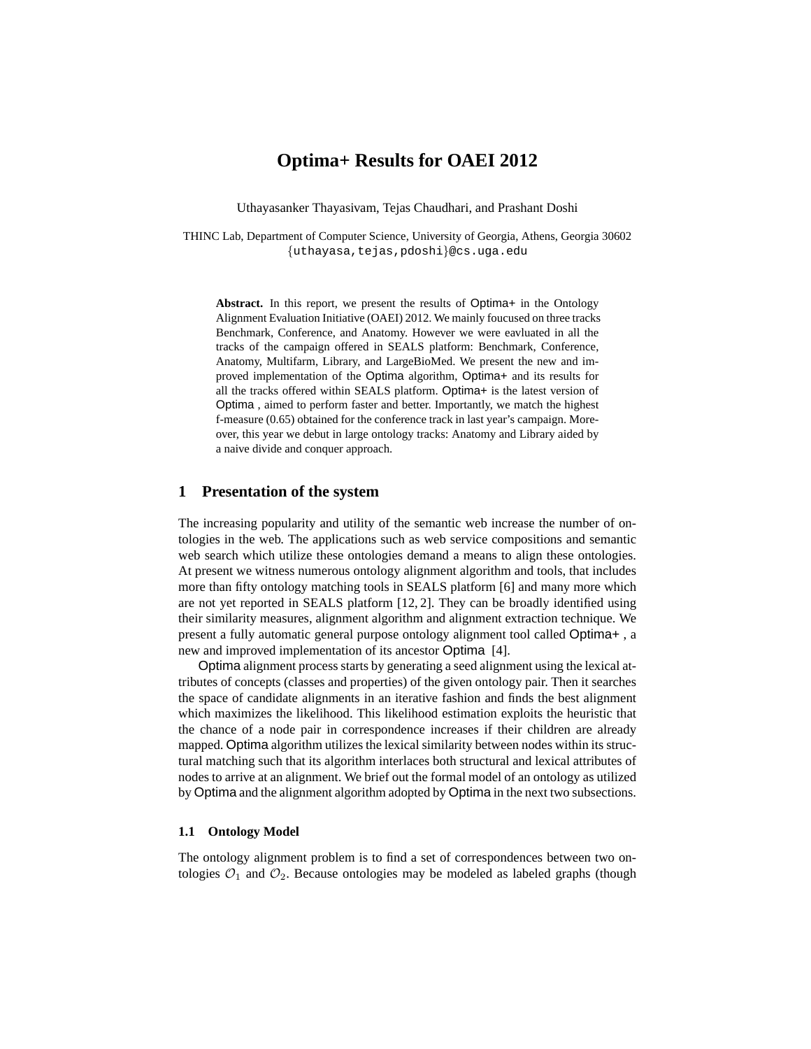# Optima+ Results for OAEI 2012

Uthayasanker Thayasivam, Tejas Chaudhari, and Prashant Doshi

THINC Lab, Department of Computer Science, University of Georgia, Athens, Georgia 30602
{uthayasa,tejas,pdoshi}@cs.uga.edu

**Abstract.** In this report, we present the results of Optima+ in the Ontology Alignment Evaluation Initiative (OAEI) 2012. We mainly foucused on three tracks Benchmark, Conference, and Anatomy. However we were eavluated in all the tracks of the campaign offered in SEALS platform: Benchmark, Conference, Anatomy, Multifarm, Library, and LargeBioMed. We present the new and improved implementation of the Optima algorithm, Optima+ and its results for all the tracks offered within SEALS platform. Optima+ is the latest version of Optima , aimed to perform faster and better. Importantly, we match the highest f-measure (0.65) obtained for the conference track in last year's campaign. Moreover, this year we debut in large ontology tracks: Anatomy and Library aided by a naive divide and conquer approach.

## 1 Presentation of the system

The increasing popularity and utility of the semantic web increase the number of ontologies in the web. The applications such as web service compositions and semantic web search which utilize these ontologies demand a means to align these ontologies. At present we witness numerous ontology alignment algorithm and tools, that includes more than fifty ontology matching tools in SEALS platform [6] and many more which are not yet reported in SEALS platform [12, 2]. They can be broadly identified using their similarity measures, alignment algorithm and alignment extraction technique. We present a fully automatic general purpose ontology alignment tool called Optima+ , a new and improved implementation of its ancestor Optima [4].

Optima alignment process starts by generating a seed alignment using the lexical attributes of concepts (classes and properties) of the given ontology pair. Then it searches the space of candidate alignments in an iterative fashion and finds the best alignment which maximizes the likelihood. This likelihood estimation exploits the heuristic that the chance of a node pair in correspondence increases if their children are already mapped. Optima algorithm utilizes the lexical similarity between nodes within its structural matching such that its algorithm interlaces both structural and lexical attributes of nodes to arrive at an alignment. We brief out the formal model of an ontology as utilized by Optima and the alignment algorithm adopted by Optima in the next two subsections.

### 1.1 Ontology Model

The ontology alignment problem is to find a set of correspondences between two ontologies $\mathcal{O}_1$ and $\mathcal{O}_2$. Because ontologies may be modeled as labeled graphs (though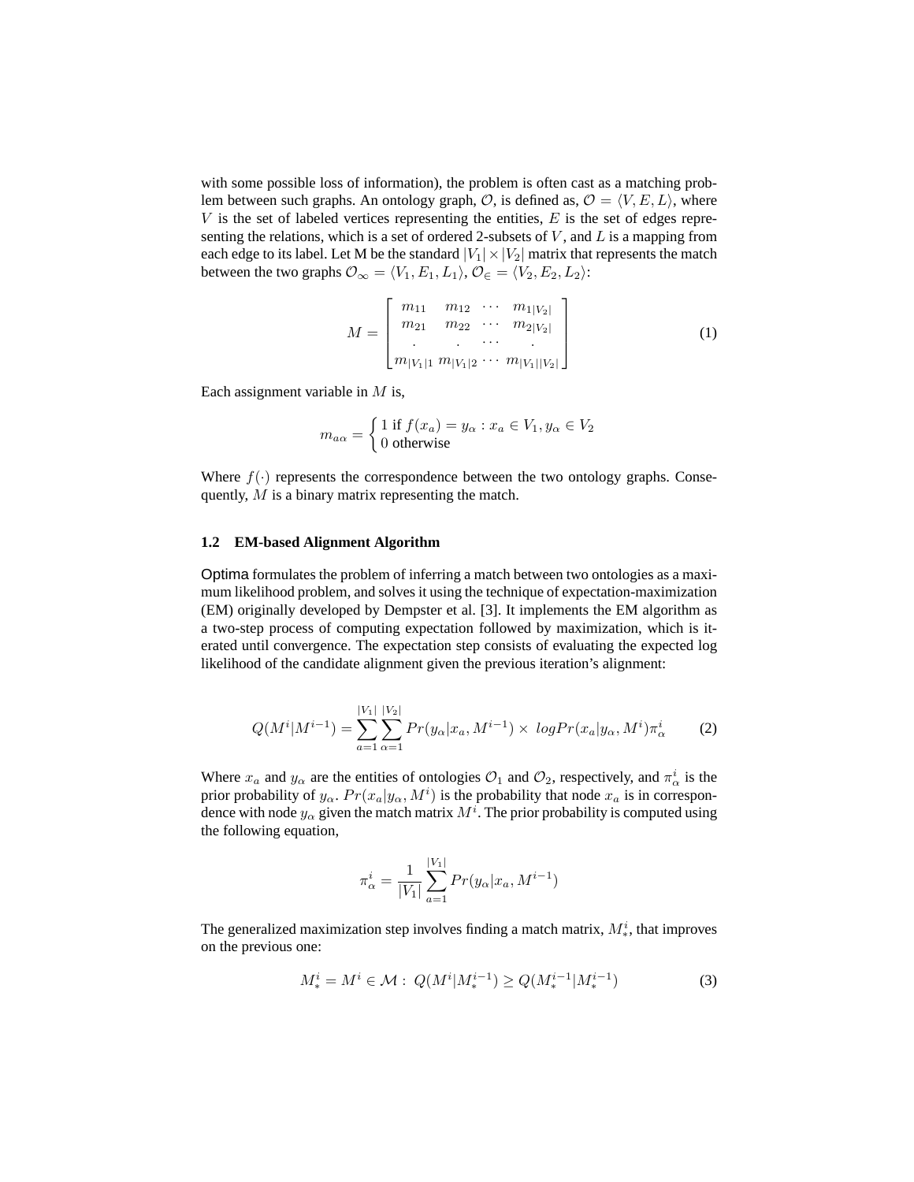with some possible loss of information), the problem is often cast as a matching problem between such graphs. An ontology graph, $\mathcal{O}$, is defined as, $\mathcal{O} = \langle V, E, L \rangle$, where $V$ is the set of labeled vertices representing the entities, $E$ is the set of edges representing the relations, which is a set of ordered 2-subsets of $V$, and $L$ is a mapping from each edge to its label. Let M be the standard $|V_1| \times |V_2|$ matrix that represents the match between the two graphs $\mathcal{O}_\infty = \langle V_1, E_1, L_1 \rangle$, $\mathcal{O}_\in = \langle V_2, E_2, L_2 \rangle$:

$$M = \begin{bmatrix} m_{11} & m_{12} & \cdots & m_{1|V_2|} \\ m_{21} & m_{22} & \cdots & m_{2|V_2|} \\ . & . & \cdots & . \\ m_{|V_1|1} & m_{|V_1|2} & \cdots & m_{|V_1||V_2|} \end{bmatrix} \tag{1}$$

Each assignment variable in $M$ is,

$$m_{a\alpha} = \begin{cases} 1 \text{ if } f(x_a) = y_\alpha : x_a \in V_1, y_\alpha \in V_2 \\ 0 \text{ otherwise} \end{cases}$$

Where $f(\cdot)$ represents the correspondence between the two ontology graphs. Consequently, $M$ is a binary matrix representing the match.

### 1.2 EM-based Alignment Algorithm

Optima formulates the problem of inferring a match between two ontologies as a maximum likelihood problem, and solves it using the technique of expectation-maximization (EM) originally developed by Dempster et al. [3]. It implements the EM algorithm as a two-step process of computing expectation followed by maximization, which is iterated until convergence. The expectation step consists of evaluating the expected log likelihood of the candidate alignment given the previous iteration's alignment:

$$Q(M^i|M^{i-1}) = \sum_{a=1}^{|V_1|} \sum_{\alpha=1}^{|V_2|} Pr(y_\alpha|x_a, M^{i-1}) \times \ log Pr(x_a|y_\alpha, M^i)\pi_\alpha^i \tag{2}$$

Where $x_a$ and $y_\alpha$ are the entities of ontologies $\mathcal{O}_1$ and $\mathcal{O}_2$, respectively, and $\pi_\alpha^i$ is the prior probability of $y_\alpha$. $Pr(x_a|y_\alpha, M^i)$ is the probability that node $x_a$ is in correspondence with node $y_\alpha$ given the match matrix $M^i$. The prior probability is computed using the following equation,

$$\pi_\alpha^i = \frac{1}{|V_1|} \sum_{a=1}^{|V_1|} Pr(y_\alpha|x_a, M^{i-1})$$

The generalized maximization step involves finding a match matrix, $M_*^i$, that improves on the previous one:

$$M_*^i = M^i \in \mathcal{M} : \ Q(M^i|M_*^{i-1}) \geq Q(M_*^{i-1}|M_*^{i-1}) \tag{3}$$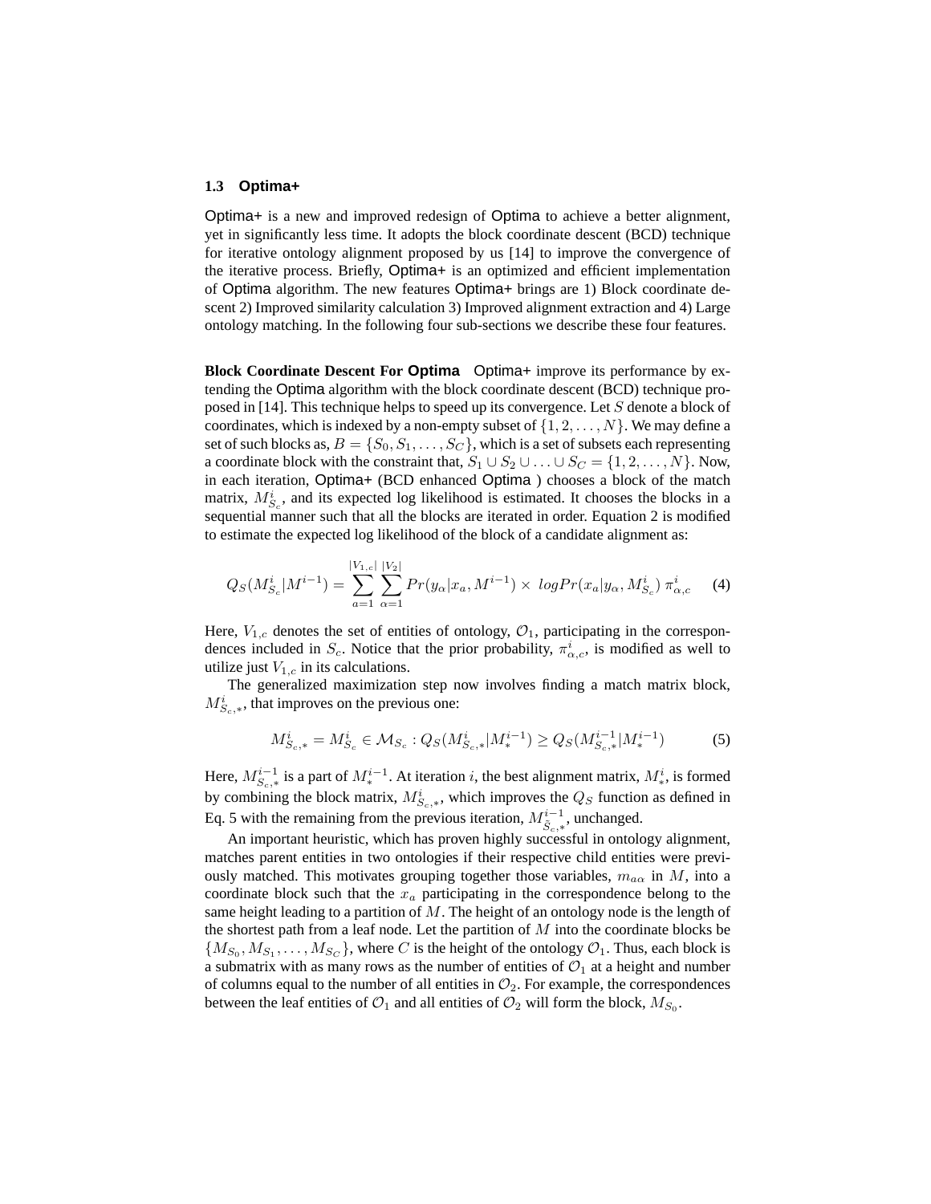### 1.3 Optima+

Optima+ is a new and improved redesign of Optima to achieve a better alignment, yet in significantly less time. It adopts the block coordinate descent (BCD) technique for iterative ontology alignment proposed by us [14] to improve the convergence of the iterative process. Briefly, Optima+ is an optimized and efficient implementation of Optima algorithm. The new features Optima+ brings are 1) Block coordinate descent 2) Improved similarity calculation 3) Improved alignment extraction and 4) Large ontology matching. In the following four sub-sections we describe these four features.

**Block Coordinate Descent For Optima** Optima+ improve its performance by extending the Optima algorithm with the block coordinate descent (BCD) technique proposed in [14]. This technique helps to speed up its convergence. Let $S$ denote a block of coordinates, which is indexed by a non-empty subset of $\{1, 2, \ldots, N\}$. We may define a set of such blocks as, $B = \{S_0, S_1, \ldots, S_C\}$, which is a set of subsets each representing a coordinate block with the constraint that, $S_1 \cup S_2 \cup \ldots \cup S_C = \{1, 2, \ldots, N\}$. Now, in each iteration, Optima+ (BCD enhanced Optima ) chooses a block of the match matrix, $M^i_{S_c}$, and its expected log likelihood is estimated. It chooses the blocks in a sequential manner such that all the blocks are iterated in order. Equation 2 is modified to estimate the expected log likelihood of the block of a candidate alignment as:

$$Q_S(M^i_{S_c}|M^{i-1}) = \sum_{a=1}^{|V_{1,c}|} \sum_{\alpha=1}^{|V_2|} Pr(y_\alpha|x_a, M^{i-1}) \times \ logPr(x_a|y_\alpha, M^i_{S_c})\ \pi^i_{\alpha,c} \quad (4)$$

Here, $V_{1,c}$ denotes the set of entities of ontology, $\mathcal{O}_1$, participating in the correspondences included in $S_c$. Notice that the prior probability, $\pi^i_{\alpha,c}$, is modified as well to utilize just $V_{1,c}$ in its calculations.

The generalized maximization step now involves finding a match matrix block, $M^i_{S_c,*}$, that improves on the previous one:

$$M^i_{S_c,*} = M^i_{S_c} \in \mathcal{M}_{S_c} : Q_S(M^i_{S_c,*}|M^{i-1}_*) \geq Q_S(M^{i-1}_{S_c,*}|M^{i-1}_*) \quad (5)$$

Here, $M^{i-1}_{S_c,*}$ is a part of $M^{i-1}_*$. At iteration $i$, the best alignment matrix, $M^i_*$, is formed by combining the block matrix, $M^i_{S_c,*}$, which improves the $Q_S$ function as defined in Eq. 5 with the remaining from the previous iteration, $M^{i-1}_{\bar{S}_c,*}$, unchanged.

An important heuristic, which has proven highly successful in ontology alignment, matches parent entities in two ontologies if their respective child entities were previously matched. This motivates grouping together those variables, $m_{a\alpha}$ in $M$, into a coordinate block such that the $x_a$ participating in the correspondence belong to the same height leading to a partition of $M$. The height of an ontology node is the length of the shortest path from a leaf node. Let the partition of $M$ into the coordinate blocks be $\{M_{S_0}, M_{S_1}, \ldots, M_{S_C}\}$, where $C$ is the height of the ontology $\mathcal{O}_1$. Thus, each block is a submatrix with as many rows as the number of entities of $\mathcal{O}_1$ at a height and number of columns equal to the number of all entities in $\mathcal{O}_2$. For example, the correspondences between the leaf entities of $\mathcal{O}_1$ and all entities of $\mathcal{O}_2$ will form the block, $M_{S_0}$.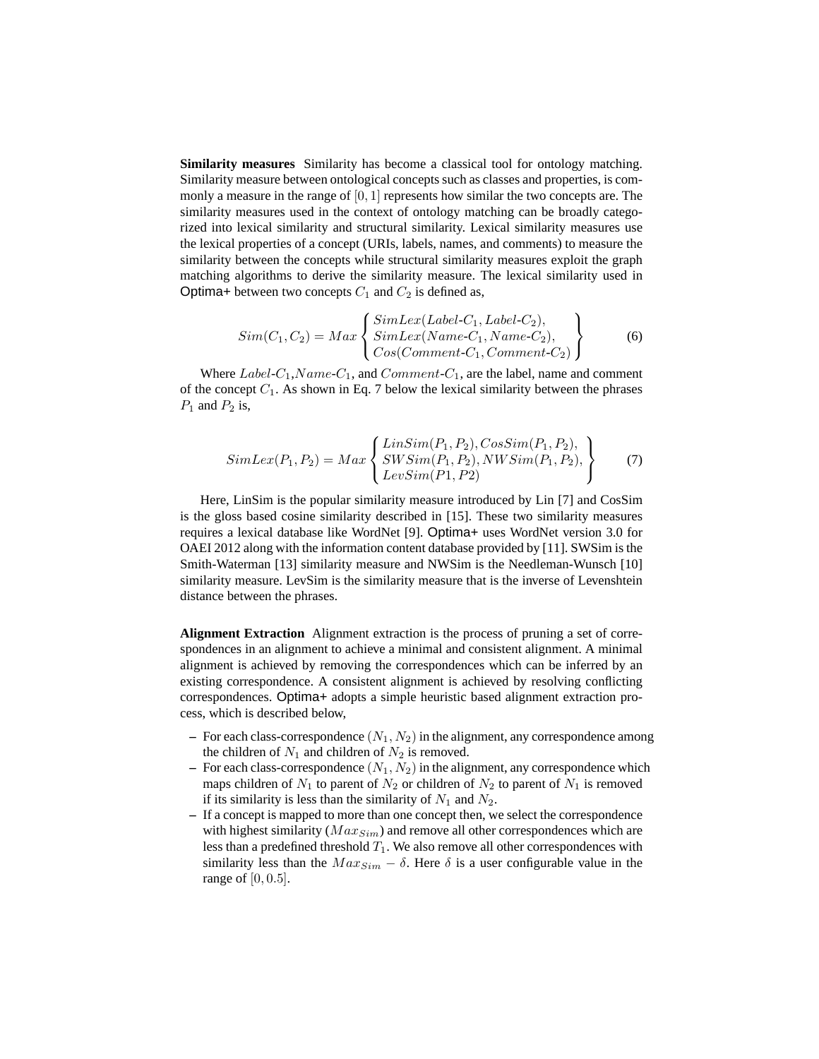**Similarity measures** Similarity has become a classical tool for ontology matching. Similarity measure between ontological concepts such as classes and properties, is commonly a measure in the range of $[0, 1]$ represents how similar the two concepts are. The similarity measures used in the context of ontology matching can be broadly categorized into lexical similarity and structural similarity. Lexical similarity measures use the lexical properties of a concept (URIs, labels, names, and comments) to measure the similarity between the concepts while structural similarity measures exploit the graph matching algorithms to derive the similarity measure. The lexical similarity used in Optima+ between two concepts $C_1$ and $C_2$ is defined as,

$$Sim(C_1, C_2) = Max \left\{ \begin{array}{l} SimLex(Label\text{-}C_1, Label\text{-}C_2), \\ SimLex(Name\text{-}C_1, Name\text{-}C_2), \\ Cos(Comment\text{-}C_1, Comment\text{-}C_2) \end{array} \right\} \tag{6}$$

Where $Label\text{-}C_1$,$Name\text{-}C_1$, and $Comment\text{-}C_1$, are the label, name and comment of the concept $C_1$. As shown in Eq. 7 below the lexical similarity between the phrases $P_1$ and $P_2$ is,

$$SimLex(P_1, P_2) = Max \left\{ \begin{array}{l} LinSim(P_1, P_2), CosSim(P_1, P_2), \\ SWSim(P_1, P_2), NWSim(P_1, P_2), \\ LevSim(P1, P2) \end{array} \right\} \tag{7}$$

Here, LinSim is the popular similarity measure introduced by Lin [7] and CosSim is the gloss based cosine similarity described in [15]. These two similarity measures requires a lexical database like WordNet [9]. Optima+ uses WordNet version 3.0 for OAEI 2012 along with the information content database provided by [11]. SWSim is the Smith-Waterman [13] similarity measure and NWSim is the Needleman-Wunsch [10] similarity measure. LevSim is the similarity measure that is the inverse of Levenshtein distance between the phrases.

**Alignment Extraction** Alignment extraction is the process of pruning a set of correspondences in an alignment to achieve a minimal and consistent alignment. A minimal alignment is achieved by removing the correspondences which can be inferred by an existing correspondence. A consistent alignment is achieved by resolving conflicting correspondences. Optima+ adopts a simple heuristic based alignment extraction process, which is described below,

- For each class-correspondence $(N_1, N_2)$ in the alignment, any correspondence among the children of $N_1$ and children of $N_2$ is removed.
- For each class-correspondence $(N_1, N_2)$ in the alignment, any correspondence which maps children of $N_1$ to parent of $N_2$ or children of $N_2$ to parent of $N_1$ is removed if its similarity is less than the similarity of $N_1$ and $N_2$.
- If a concept is mapped to more than one concept then, we select the correspondence with highest similarity ($Max_{Sim}$) and remove all other correspondences which are less than a predefined threshold $T_1$. We also remove all other correspondences with similarity less than the $Max_{Sim} - \delta$. Here $\delta$ is a user configurable value in the range of $[0, 0.5]$.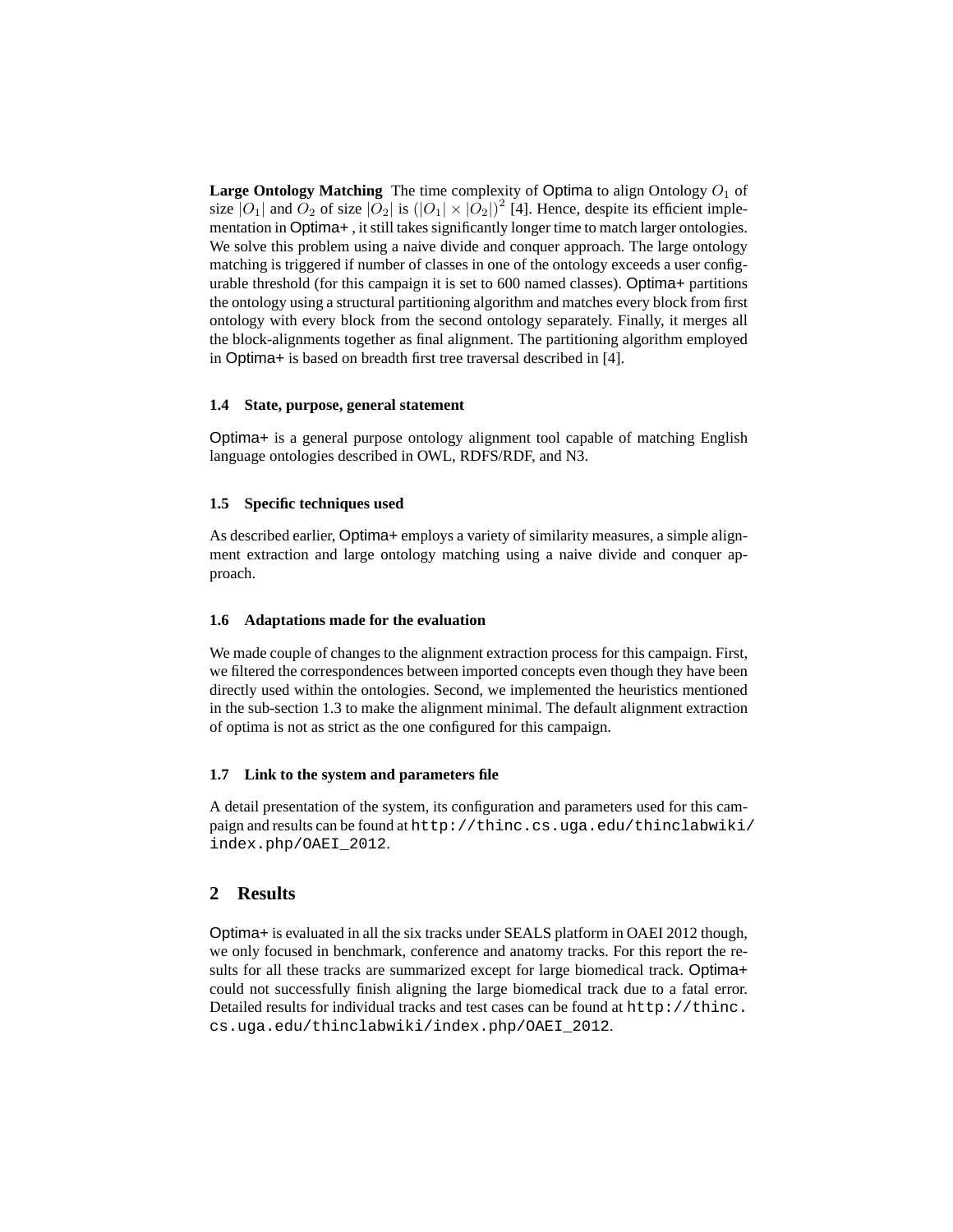**Large Ontology Matching** The time complexity of Optima to align Ontology $O_1$ of size $|O_1|$ and $O_2$ of size $|O_2|$ is $(|O_1| \times |O_2|)^2$ [4]. Hence, despite its efficient implementation in Optima+ , it still takes significantly longer time to match larger ontologies. We solve this problem using a naive divide and conquer approach. The large ontology matching is triggered if number of classes in one of the ontology exceeds a user configurable threshold (for this campaign it is set to 600 named classes). Optima+ partitions the ontology using a structural partitioning algorithm and matches every block from first ontology with every block from the second ontology separately. Finally, it merges all the block-alignments together as final alignment. The partitioning algorithm employed in Optima+ is based on breadth first tree traversal described in [4].

### 1.4 State, purpose, general statement

Optima+ is a general purpose ontology alignment tool capable of matching English language ontologies described in OWL, RDFS/RDF, and N3.

### 1.5 Specific techniques used

As described earlier, Optima+ employs a variety of similarity measures, a simple alignment extraction and large ontology matching using a naive divide and conquer approach.

### 1.6 Adaptations made for the evaluation

We made couple of changes to the alignment extraction process for this campaign. First, we filtered the correspondences between imported concepts even though they have been directly used within the ontologies. Second, we implemented the heuristics mentioned in the sub-section 1.3 to make the alignment minimal. The default alignment extraction of optima is not as strict as the one configured for this campaign.

### 1.7 Link to the system and parameters file

A detail presentation of the system, its configuration and parameters used for this campaign and results can be found at `http://thinc.cs.uga.edu/thinclabwiki/index.php/OAEI_2012`.

## 2 Results

Optima+ is evaluated in all the six tracks under SEALS platform in OAEI 2012 though, we only focused in benchmark, conference and anatomy tracks. For this report the results for all these tracks are summarized except for large biomedical track. Optima+ could not successfully finish aligning the large biomedical track due to a fatal error. Detailed results for individual tracks and test cases can be found at `http://thinc.cs.uga.edu/thinclabwiki/index.php/OAEI_2012`.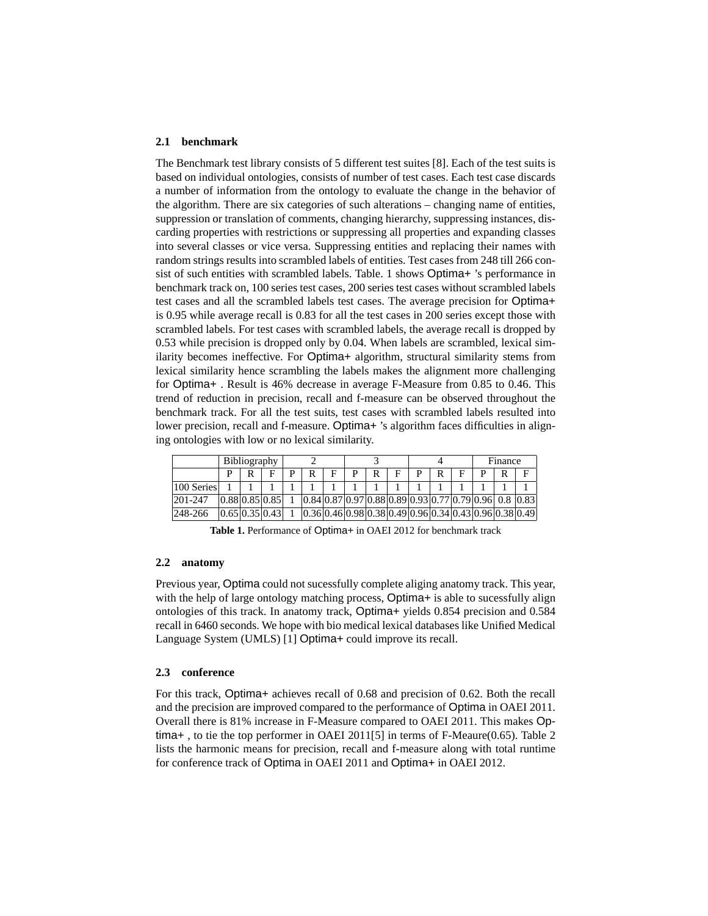### 2.1 benchmark

The Benchmark test library consists of 5 different test suites [8]. Each of the test suits is based on individual ontologies, consists of number of test cases. Each test case discards a number of information from the ontology to evaluate the change in the behavior of the algorithm. There are six categories of such alterations – changing name of entities, suppression or translation of comments, changing hierarchy, suppressing instances, discarding properties with restrictions or suppressing all properties and expanding classes into several classes or vice versa. Suppressing entities and replacing their names with random strings results into scrambled labels of entities. Test cases from 248 till 266 consist of such entities with scrambled labels. Table. 1 shows Optima+ 's performance in benchmark track on, 100 series test cases, 200 series test cases without scrambled labels test cases and all the scrambled labels test cases. The average precision for Optima+ is 0.95 while average recall is 0.83 for all the test cases in 200 series except those with scrambled labels. For test cases with scrambled labels, the average recall is dropped by 0.53 while precision is dropped only by 0.04. When labels are scrambled, lexical similarity becomes ineffective. For Optima+ algorithm, structural similarity stems from lexical similarity hence scrambling the labels makes the alignment more challenging for Optima+ . Result is 46% decrease in average F-Measure from 0.85 to 0.46. This trend of reduction in precision, recall and f-measure can be observed throughout the benchmark track. For all the test suits, test cases with scrambled labels resulted into lower precision, recall and f-measure. Optima+ 's algorithm faces difficulties in aligning ontologies with low or no lexical similarity.

| | Bibliography | | | 2 | | | 3 | | | 4 | | | Finance | | |
|---|---|---|---|---|---|---|---|---|---|---|---|---|---|---|---|
| | P | R | F | P | R | F | P | R | F | P | R | F | P | R | F |
| 100 Series | 1 | 1 | 1 | 1 | 1 | 1 | 1 | 1 | 1 | 1 | 1 | 1 | 1 | 1 | 1 |
| 201-247 | 0.88 | 0.85 | 0.85 | 1 | 0.84 | 0.87 | 0.97 | 0.88 | 0.89 | 0.93 | 0.77 | 0.79 | 0.96 | 0.8 | 0.83 |
| 248-266 | 0.65 | 0.35 | 0.43 | 1 | 0.36 | 0.46 | 0.98 | 0.38 | 0.49 | 0.96 | 0.34 | 0.43 | 0.96 | 0.38 | 0.49 |

**Table 1.** Performance of Optima+ in OAEI 2012 for benchmark track

### 2.2 anatomy

Previous year, Optima could not sucessfully complete aliging anatomy track. This year, with the help of large ontology matching process, Optima+ is able to sucessfully align ontologies of this track. In anatomy track, Optima+ yields 0.854 precision and 0.584 recall in 6460 seconds. We hope with bio medical lexical databases like Unified Medical Language System (UMLS) [1] Optima+ could improve its recall.

### 2.3 conference

For this track, Optima+ achieves recall of 0.68 and precision of 0.62. Both the recall and the precision are improved compared to the performance of Optima in OAEI 2011. Overall there is 81% increase in F-Measure compared to OAEI 2011. This makes Optima+ , to tie the top performer in OAEI 2011[5] in terms of F-Meaure(0.65). Table 2 lists the harmonic means for precision, recall and f-measure along with total runtime for conference track of Optima in OAEI 2011 and Optima+ in OAEI 2012.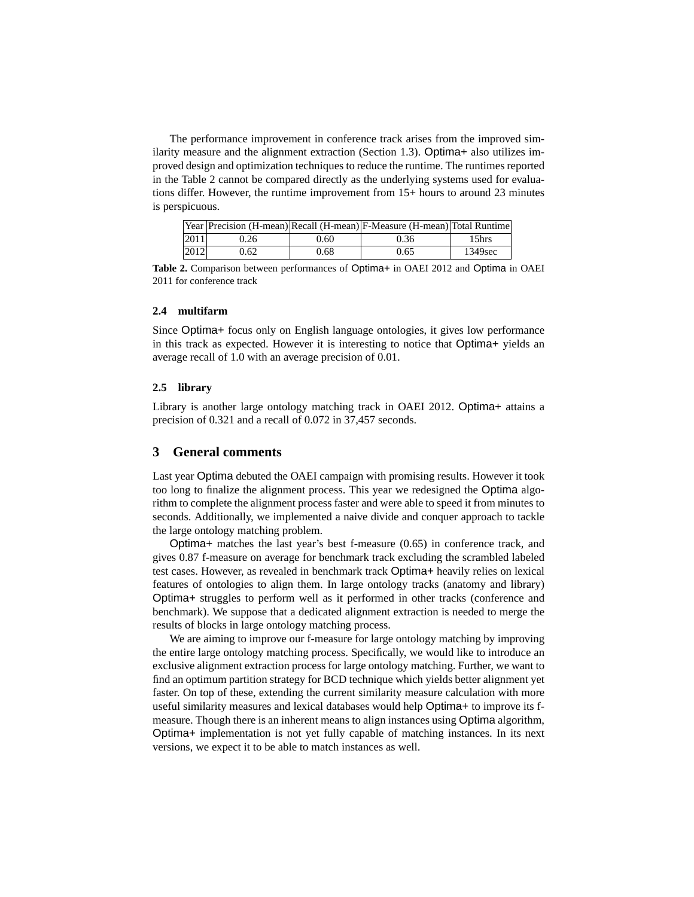The performance improvement in conference track arises from the improved similarity measure and the alignment extraction (Section 1.3). Optima+ also utilizes improved design and optimization techniques to reduce the runtime. The runtimes reported in the Table 2 cannot be compared directly as the underlying systems used for evaluations differ. However, the runtime improvement from 15+ hours to around 23 minutes is perspicuous.

| Year | Precision (H-mean) | Recall (H-mean) | F-Measure (H-mean) | Total Runtime |
|---|---|---|---|---|
| 2011 | 0.26 | 0.60 | 0.36 | 15hrs |
| 2012 | 0.62 | 0.68 | 0.65 | 1349sec |

**Table 2.** Comparison between performances of Optima+ in OAEI 2012 and Optima in OAEI 2011 for conference track

### 2.4 multifarm

Since Optima+ focus only on English language ontologies, it gives low performance in this track as expected. However it is interesting to notice that Optima+ yields an average recall of 1.0 with an average precision of 0.01.

### 2.5 library

Library is another large ontology matching track in OAEI 2012. Optima+ attains a precision of 0.321 and a recall of 0.072 in 37,457 seconds.

## 3 General comments

Last year Optima debuted the OAEI campaign with promising results. However it took too long to finalize the alignment process. This year we redesigned the Optima algorithm to complete the alignment process faster and were able to speed it from minutes to seconds. Additionally, we implemented a naive divide and conquer approach to tackle the large ontology matching problem.

Optima+ matches the last year's best f-measure (0.65) in conference track, and gives 0.87 f-measure on average for benchmark track excluding the scrambled labeled test cases. However, as revealed in benchmark track Optima+ heavily relies on lexical features of ontologies to align them. In large ontology tracks (anatomy and library) Optima+ struggles to perform well as it performed in other tracks (conference and benchmark). We suppose that a dedicated alignment extraction is needed to merge the results of blocks in large ontology matching process.

We are aiming to improve our f-measure for large ontology matching by improving the entire large ontology matching process. Specifically, we would like to introduce an exclusive alignment extraction process for large ontology matching. Further, we want to find an optimum partition strategy for BCD technique which yields better alignment yet faster. On top of these, extending the current similarity measure calculation with more useful similarity measures and lexical databases would help Optima+ to improve its f-measure. Though there is an inherent means to align instances using Optima algorithm, Optima+ implementation is not yet fully capable of matching instances. In its next versions, we expect it to be able to match instances as well.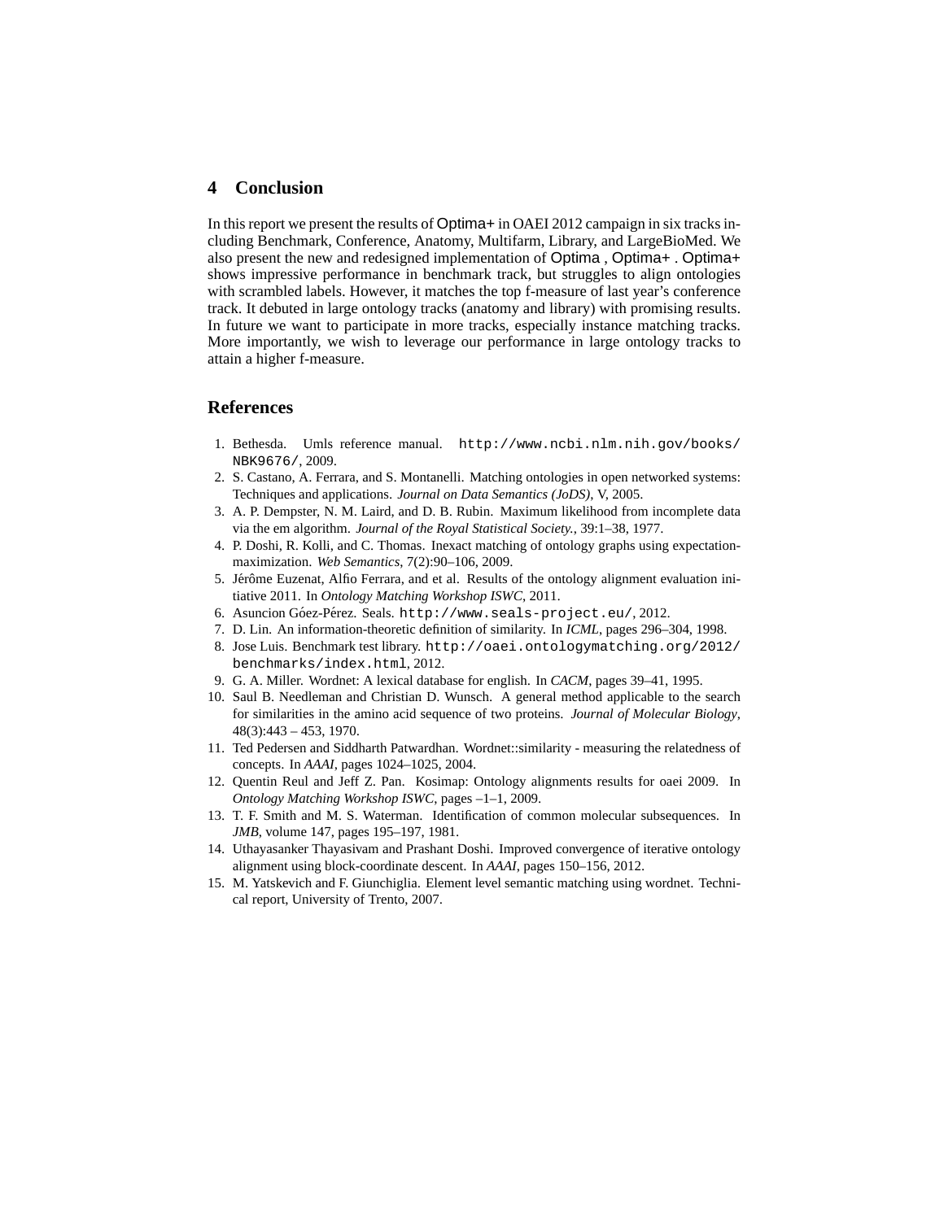## 4 Conclusion

In this report we present the results of Optima+ in OAEI 2012 campaign in six tracks including Benchmark, Conference, Anatomy, Multifarm, Library, and LargeBioMed. We also present the new and redesigned implementation of Optima , Optima+ . Optima+ shows impressive performance in benchmark track, but struggles to align ontologies with scrambled labels. However, it matches the top f-measure of last year's conference track. It debuted in large ontology tracks (anatomy and library) with promising results. In future we want to participate in more tracks, especially instance matching tracks. More importantly, we wish to leverage our performance in large ontology tracks to attain a higher f-measure.

## References

1. Bethesda. Umls reference manual. http://www.ncbi.nlm.nih.gov/books/NBK9676/, 2009.
2. S. Castano, A. Ferrara, and S. Montanelli. Matching ontologies in open networked systems: Techniques and applications. *Journal on Data Semantics (JoDS)*, V, 2005.
3. A. P. Dempster, N. M. Laird, and D. B. Rubin. Maximum likelihood from incomplete data via the em algorithm. *Journal of the Royal Statistical Society.*, 39:1–38, 1977.
4. P. Doshi, R. Kolli, and C. Thomas. Inexact matching of ontology graphs using expectation-maximization. *Web Semantics*, 7(2):90–106, 2009.
5. Jérôme Euzenat, Alfio Ferrara, and et al. Results of the ontology alignment evaluation initiative 2011. In *Ontology Matching Workshop ISWC*, 2011.
6. Asuncion Góez-Pérez. Seals. http://www.seals-project.eu/, 2012.
7. D. Lin. An information-theoretic definition of similarity. In *ICML*, pages 296–304, 1998.
8. Jose Luis. Benchmark test library. http://oaei.ontologymatching.org/2012/benchmarks/index.html, 2012.
9. G. A. Miller. Wordnet: A lexical database for english. In *CACM*, pages 39–41, 1995.
10. Saul B. Needleman and Christian D. Wunsch. A general method applicable to the search for similarities in the amino acid sequence of two proteins. *Journal of Molecular Biology*, 48(3):443 – 453, 1970.
11. Ted Pedersen and Siddharth Patwardhan. Wordnet::similarity - measuring the relatedness of concepts. In *AAAI*, pages 1024–1025, 2004.
12. Quentin Reul and Jeff Z. Pan. Kosimap: Ontology alignments results for oaei 2009. In *Ontology Matching Workshop ISWC*, pages –1–1, 2009.
13. T. F. Smith and M. S. Waterman. Identification of common molecular subsequences. In *JMB*, volume 147, pages 195–197, 1981.
14. Uthayasanker Thayasivam and Prashant Doshi. Improved convergence of iterative ontology alignment using block-coordinate descent. In *AAAI*, pages 150–156, 2012.
15. M. Yatskevich and F. Giunchiglia. Element level semantic matching using wordnet. Technical report, University of Trento, 2007.